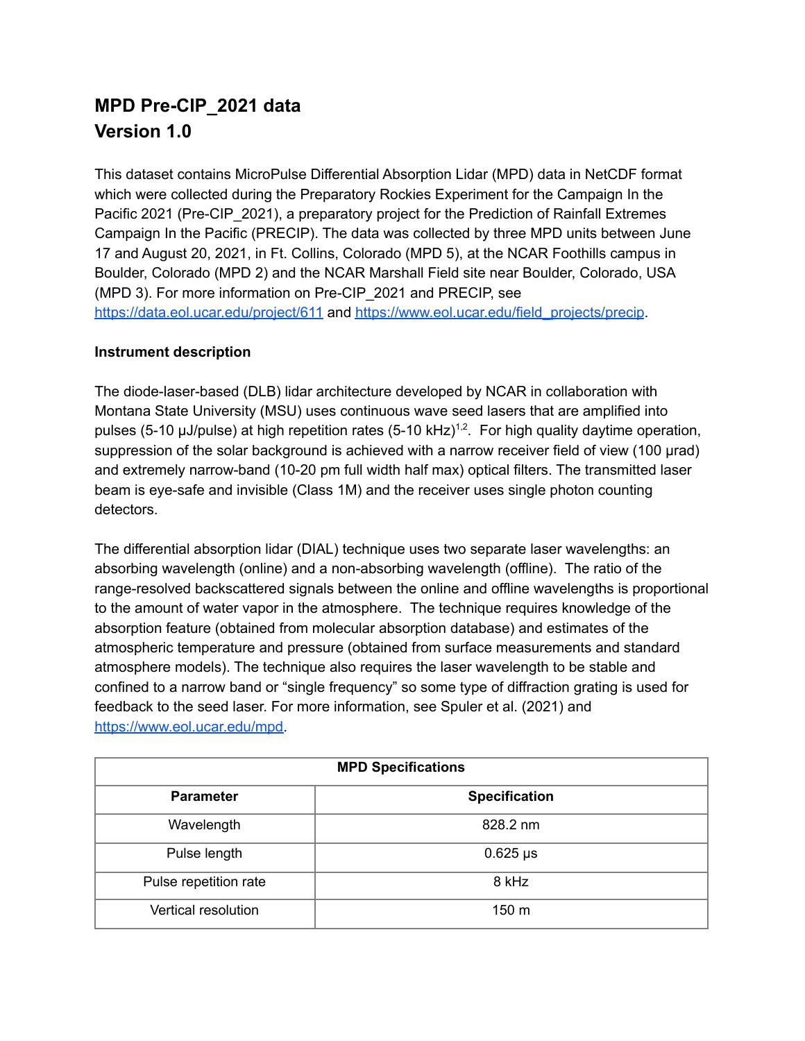# MPD Pre-CIP_2021 data
# Version 1.0

This dataset contains MicroPulse Differential Absorption Lidar (MPD) data in NetCDF format which were collected during the Preparatory Rockies Experiment for the Campaign In the Pacific 2021 (Pre-CIP_2021), a preparatory project for the Prediction of Rainfall Extremes Campaign In the Pacific (PRECIP). The data was collected by three MPD units between June 17 and August 20, 2021, in Ft. Collins, Colorado (MPD 5), at the NCAR Foothills campus in Boulder, Colorado (MPD 2) and the NCAR Marshall Field site near Boulder, Colorado, USA (MPD 3). For more information on Pre-CIP_2021 and PRECIP, see https://data.eol.ucar.edu/project/611 and https://www.eol.ucar.edu/field_projects/precip.

**Instrument description**

The diode-laser-based (DLB) lidar architecture developed by NCAR in collaboration with Montana State University (MSU) uses continuous wave seed lasers that are amplified into pulses (5-10 μJ/pulse) at high repetition rates (5-10 kHz)[1,2]. For high quality daytime operation, suppression of the solar background is achieved with a narrow receiver field of view (100 μrad) and extremely narrow-band (10-20 pm full width half max) optical filters. The transmitted laser beam is eye-safe and invisible (Class 1M) and the receiver uses single photon counting detectors.

The differential absorption lidar (DIAL) technique uses two separate laser wavelengths: an absorbing wavelength (online) and a non-absorbing wavelength (offline). The ratio of the range-resolved backscattered signals between the online and offline wavelengths is proportional to the amount of water vapor in the atmosphere. The technique requires knowledge of the absorption feature (obtained from molecular absorption database) and estimates of the atmospheric temperature and pressure (obtained from surface measurements and standard atmosphere models). The technique also requires the laser wavelength to be stable and confined to a narrow band or "single frequency" so some type of diffraction grating is used for feedback to the seed laser. For more information, see Spuler et al. (2021) and https://www.eol.ucar.edu/mpd.

| MPD Specifications | |
|---|---|
| **Parameter** | **Specification** |
| Wavelength | 828.2 nm |
| Pulse length | 0.625 μs |
| Pulse repetition rate | 8 kHz |
| Vertical resolution | 150 m |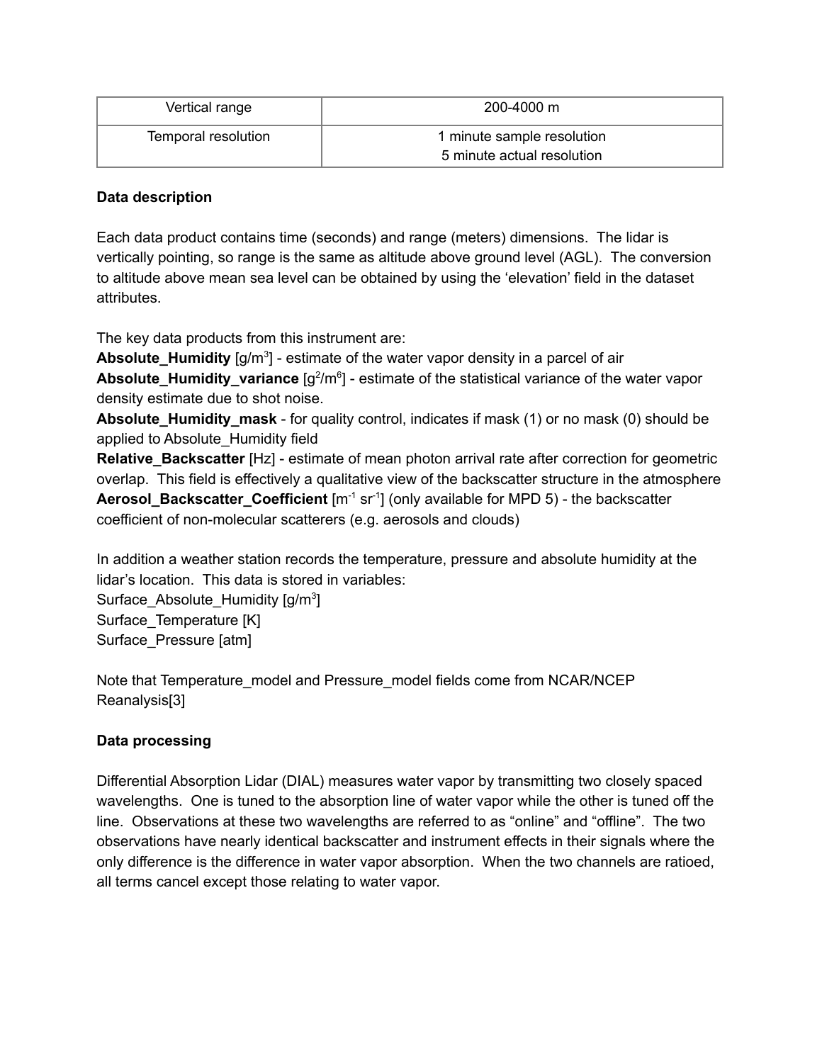| Vertical range | 200-4000 m |
| --- | --- |
| Temporal resolution | 1 minute sample resolution<br>5 minute actual resolution |

**Data description**

Each data product contains time (seconds) and range (meters) dimensions. The lidar is vertically pointing, so range is the same as altitude above ground level (AGL). The conversion to altitude above mean sea level can be obtained by using the 'elevation' field in the dataset attributes.

The key data products from this instrument are:
**Absolute_Humidity** [$g/m^3$] - estimate of the water vapor density in a parcel of air
**Absolute_Humidity_variance** [$g^2/m^6$] - estimate of the statistical variance of the water vapor density estimate due to shot noise.
**Absolute_Humidity_mask** - for quality control, indicates if mask (1) or no mask (0) should be applied to Absolute_Humidity field
**Relative_Backscatter** [Hz] - estimate of mean photon arrival rate after correction for geometric overlap. This field is effectively a qualitative view of the backscatter structure in the atmosphere
**Aerosol_Backscatter_Coefficient** [$m^{-1}$ $sr^{-1}$] (only available for MPD 5) - the backscatter coefficient of non-molecular scatterers (e.g. aerosols and clouds)

In addition a weather station records the temperature, pressure and absolute humidity at the lidar's location. This data is stored in variables:
Surface_Absolute_Humidity [$g/m^3$]
Surface_Temperature [K]
Surface_Pressure [atm]

Note that Temperature_model and Pressure_model fields come from NCAR/NCEP Reanalysis[3]

**Data processing**

Differential Absorption Lidar (DIAL) measures water vapor by transmitting two closely spaced wavelengths. One is tuned to the absorption line of water vapor while the other is tuned off the line. Observations at these two wavelengths are referred to as "online" and "offline". The two observations have nearly identical backscatter and instrument effects in their signals where the only difference is the difference in water vapor absorption. When the two channels are ratioed, all terms cancel except those relating to water vapor.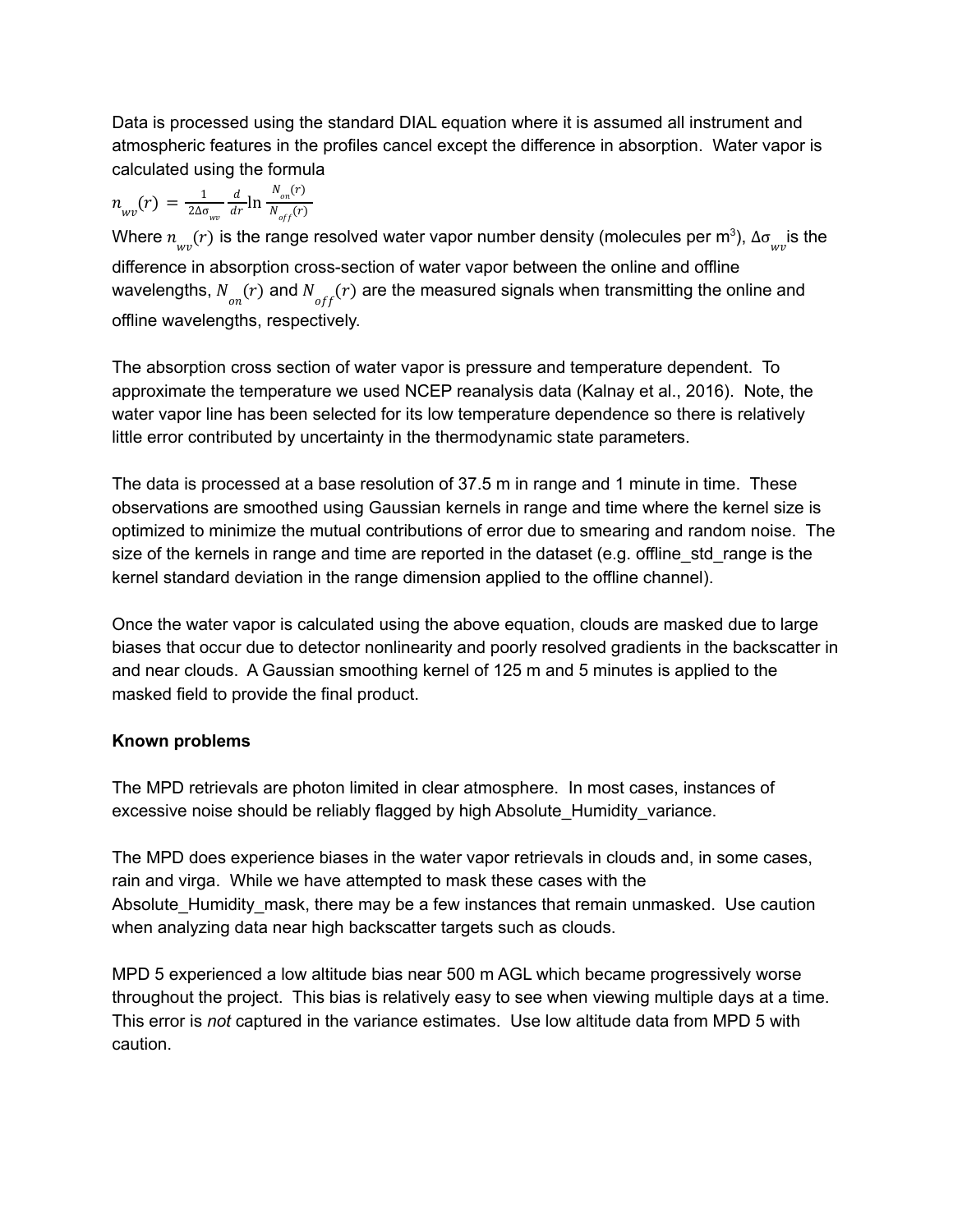Data is processed using the standard DIAL equation where it is assumed all instrument and atmospheric features in the profiles cancel except the difference in absorption. Water vapor is calculated using the formula

$$n_{wv}(r) = \frac{1}{2\Delta\sigma_{wv}} \frac{d}{dr} \ln \frac{N_{on}(r)}{N_{off}(r)}$$

Where $n_{wv}(r)$ is the range resolved water vapor number density (molecules per m$^3$), $\Delta\sigma_{wv}$ is the difference in absorption cross-section of water vapor between the online and offline wavelengths, $N_{on}(r)$ and $N_{off}(r)$ are the measured signals when transmitting the online and offline wavelengths, respectively.

The absorption cross section of water vapor is pressure and temperature dependent. To approximate the temperature we used NCEP reanalysis data (Kalnay et al., 2016). Note, the water vapor line has been selected for its low temperature dependence so there is relatively little error contributed by uncertainty in the thermodynamic state parameters.

The data is processed at a base resolution of 37.5 m in range and 1 minute in time. These observations are smoothed using Gaussian kernels in range and time where the kernel size is optimized to minimize the mutual contributions of error due to smearing and random noise. The size of the kernels in range and time are reported in the dataset (e.g. offline_std_range is the kernel standard deviation in the range dimension applied to the offline channel).

Once the water vapor is calculated using the above equation, clouds are masked due to large biases that occur due to detector nonlinearity and poorly resolved gradients in the backscatter in and near clouds. A Gaussian smoothing kernel of 125 m and 5 minutes is applied to the masked field to provide the final product.

**Known problems**

The MPD retrievals are photon limited in clear atmosphere. In most cases, instances of excessive noise should be reliably flagged by high Absolute_Humidity_variance.

The MPD does experience biases in the water vapor retrievals in clouds and, in some cases, rain and virga. While we have attempted to mask these cases with the Absolute_Humidity_mask, there may be a few instances that remain unmasked. Use caution when analyzing data near high backscatter targets such as clouds.

MPD 5 experienced a low altitude bias near 500 m AGL which became progressively worse throughout the project. This bias is relatively easy to see when viewing multiple days at a time. This error is *not* captured in the variance estimates. Use low altitude data from MPD 5 with caution.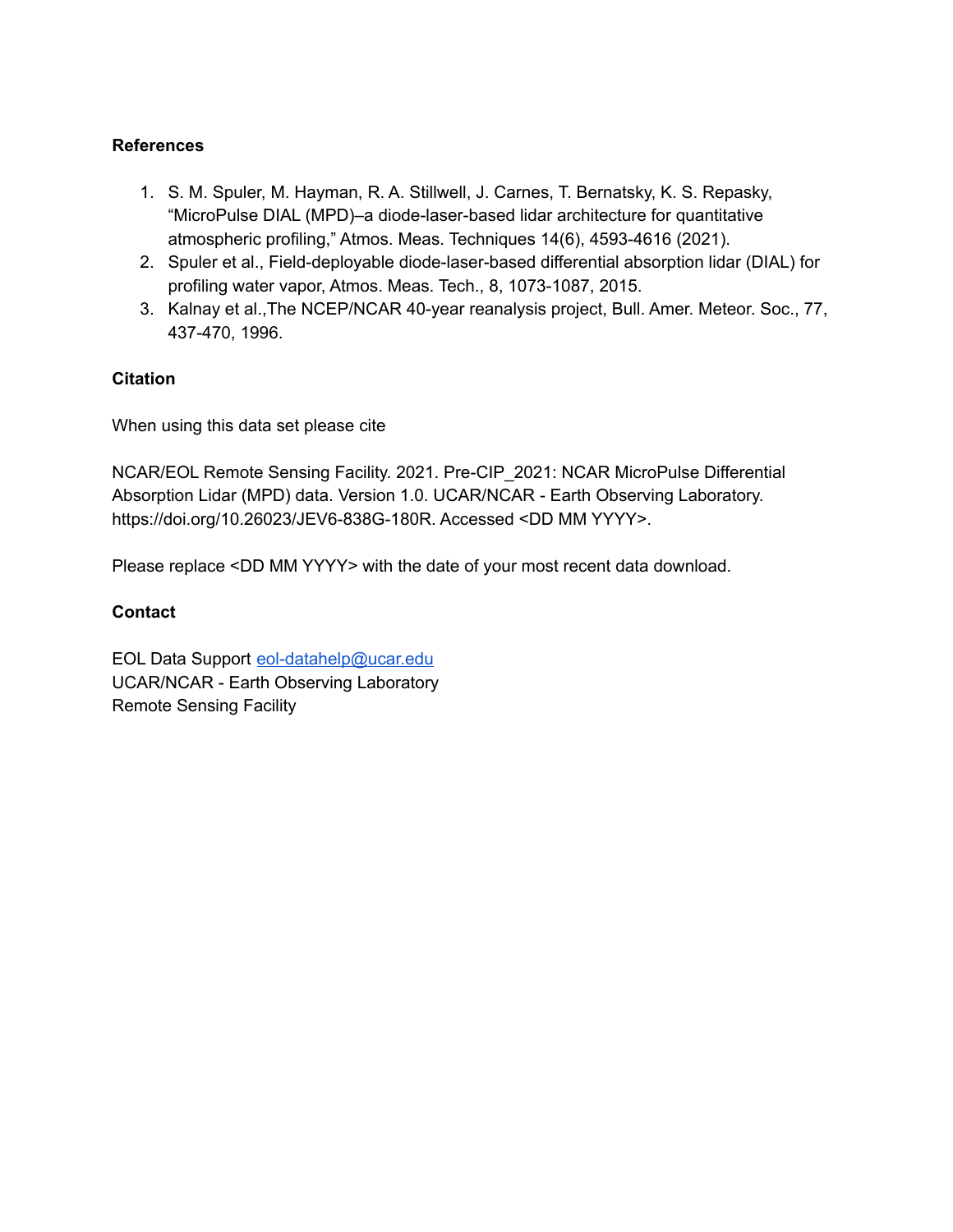**References**

1. S. M. Spuler, M. Hayman, R. A. Stillwell, J. Carnes, T. Bernatsky, K. S. Repasky, "MicroPulse DIAL (MPD)–a diode-laser-based lidar architecture for quantitative atmospheric profiling," Atmos. Meas. Techniques 14(6), 4593-4616 (2021).
2. Spuler et al., Field-deployable diode-laser-based differential absorption lidar (DIAL) for profiling water vapor, Atmos. Meas. Tech., 8, 1073-1087, 2015.
3. Kalnay et al.,The NCEP/NCAR 40-year reanalysis project, Bull. Amer. Meteor. Soc., 77, 437-470, 1996.

**Citation**

When using this data set please cite

NCAR/EOL Remote Sensing Facility. 2021. Pre-CIP_2021: NCAR MicroPulse Differential Absorption Lidar (MPD) data. Version 1.0. UCAR/NCAR - Earth Observing Laboratory. https://doi.org/10.26023/JEV6-838G-180R. Accessed <DD MM YYYY>.

Please replace <DD MM YYYY> with the date of your most recent data download.

**Contact**

EOL Data Support eol-datahelp@ucar.edu
UCAR/NCAR - Earth Observing Laboratory
Remote Sensing Facility